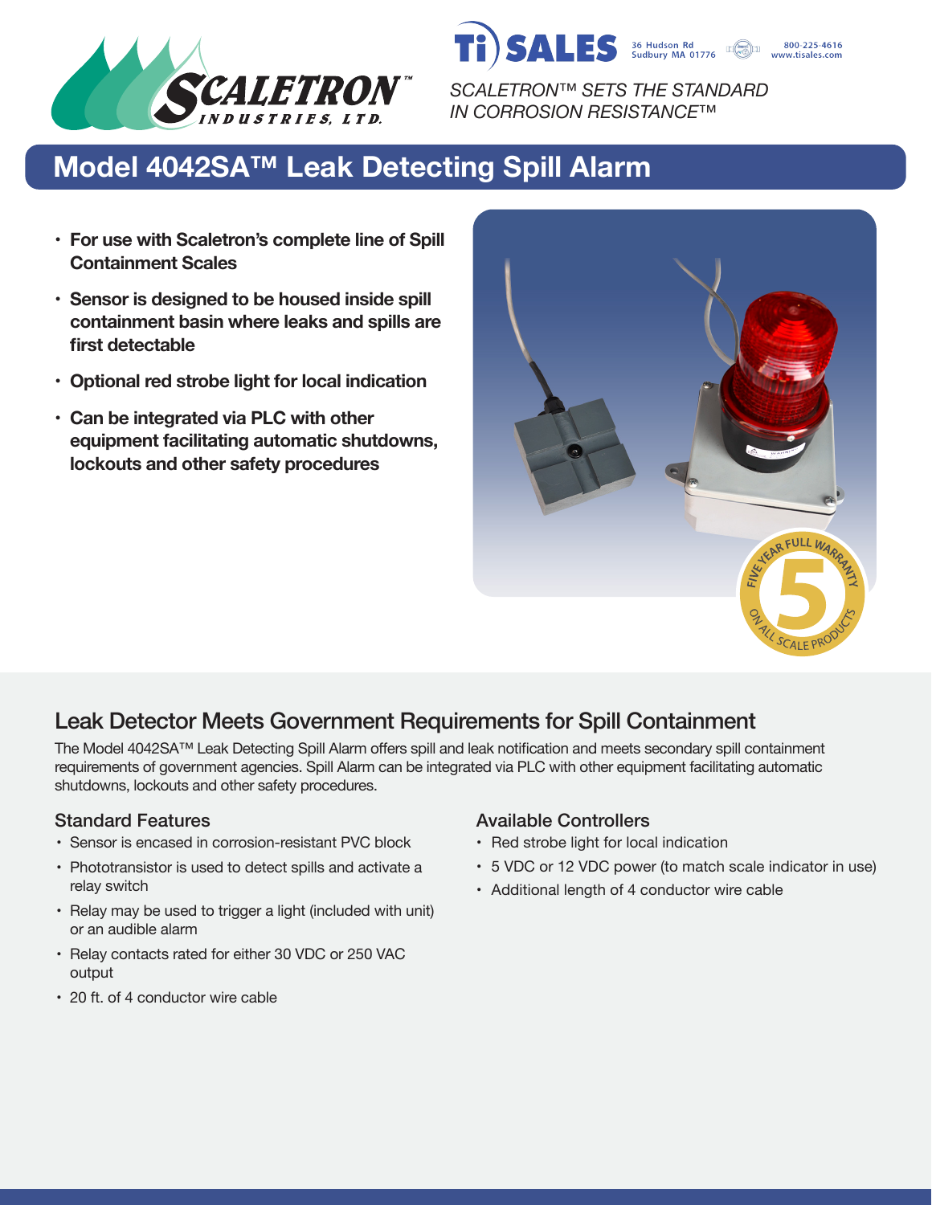SCALETRON™ INDUSTRIES, LTD.

Ti SALES 36 Hudson Rd Sudbury MA 01776 800-225-4616 www.tisales.com

*SCALETRON™ SETS THE STANDARD IN CORROSION RESISTANCE™*

# Model 4042SA™ Leak Detecting Spill Alarm

- **For use with Scaletron's complete line of Spill Containment Scales**
- **Sensor is designed to be housed inside spill containment basin where leaks and spills are first detectable**
- **Optional red strobe light for local indication**
- **Can be integrated via PLC with other equipment facilitating automatic shutdowns, lockouts and other safety procedures**

FIVE YEAR FULL WARRANTY 5 ON ALL SCALE PRODUCTS

## Leak Detector Meets Government Requirements for Spill Containment

The Model 4042SA™ Leak Detecting Spill Alarm offers spill and leak notification and meets secondary spill containment requirements of government agencies. Spill Alarm can be integrated via PLC with other equipment facilitating automatic shutdowns, lockouts and other safety procedures.

### Standard Features

- Sensor is encased in corrosion-resistant PVC block
- Phototransistor is used to detect spills and activate a relay switch
- Relay may be used to trigger a light (included with unit) or an audible alarm
- Relay contacts rated for either 30 VDC or 250 VAC output
- 20 ft. of 4 conductor wire cable

### Available Controllers

- Red strobe light for local indication
- 5 VDC or 12 VDC power (to match scale indicator in use)
- Additional length of 4 conductor wire cable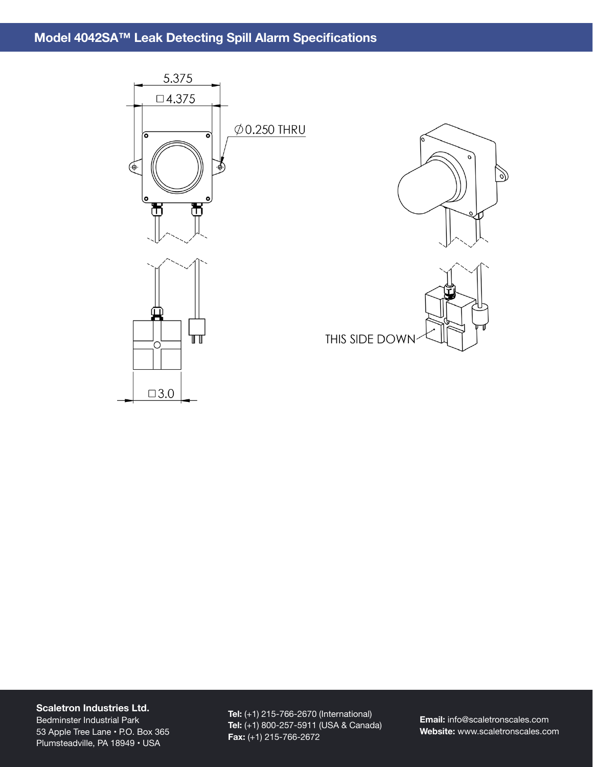## Model 4042SA™ Leak Detecting Spill Alarm Specifications

5.375

□4.375

∅0.250 THRU

□3.0

THIS SIDE DOWN

**Scaletron Industries Ltd.**
Bedminster Industrial Park
53 Apple Tree Lane • P.O. Box 365
Plumsteadville, PA 18949 • USA

**Tel:** (+1) 215-766-2670 (International)
**Tel:** (+1) 800-257-5911 (USA & Canada)
**Fax:** (+1) 215-766-2672

**Email:** info@scaletronscales.com
**Website:** www.scaletronscales.com